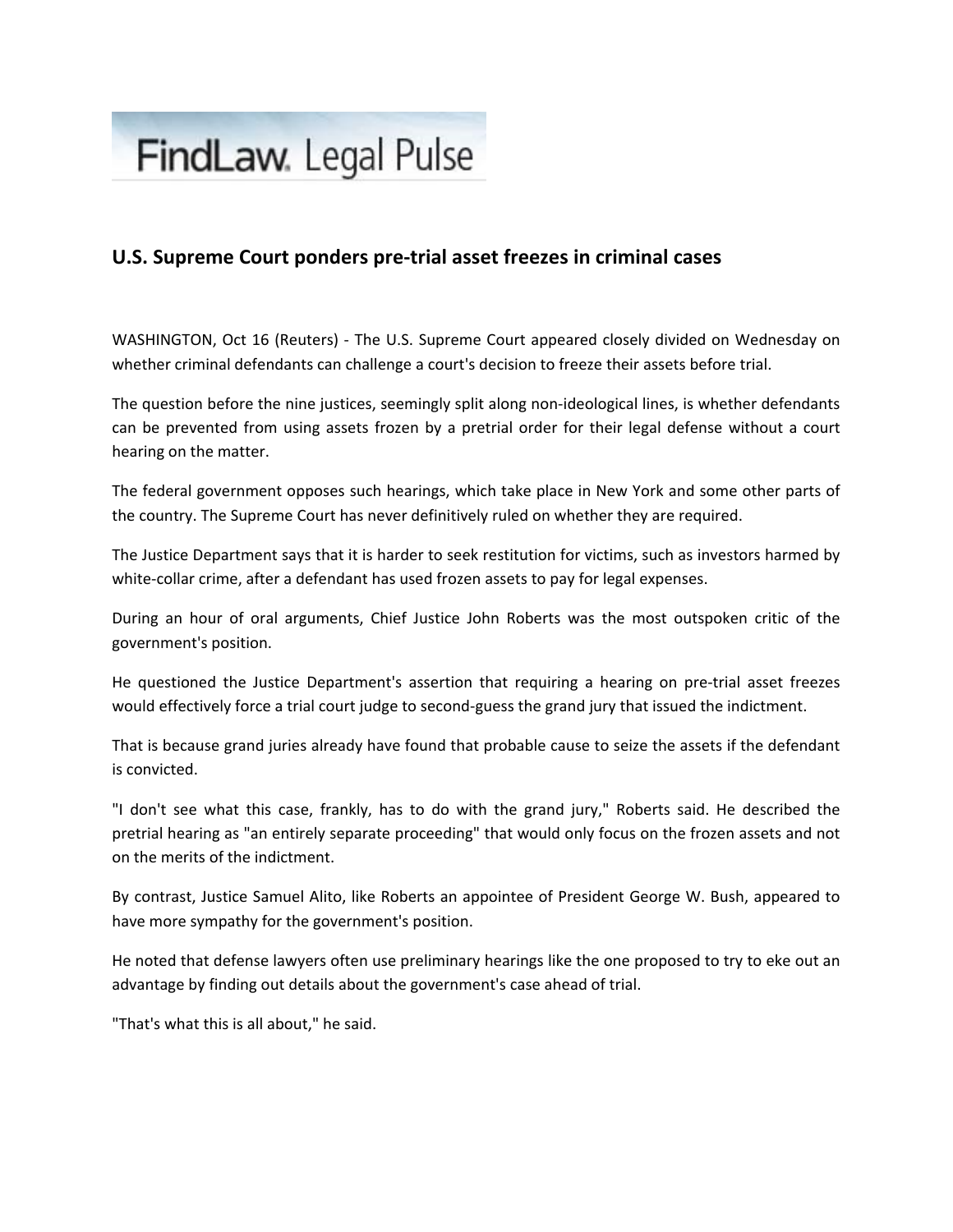FindLaw. Legal Pulse

## U.S. Supreme Court ponders pre-trial asset freezes in criminal cases

WASHINGTON, Oct 16 (Reuters) - The U.S. Supreme Court appeared closely divided on Wednesday on whether criminal defendants can challenge a court's decision to freeze their assets before trial.

The question before the nine justices, seemingly split along non-ideological lines, is whether defendants can be prevented from using assets frozen by a pretrial order for their legal defense without a court hearing on the matter.

The federal government opposes such hearings, which take place in New York and some other parts of the country. The Supreme Court has never definitively ruled on whether they are required.

The Justice Department says that it is harder to seek restitution for victims, such as investors harmed by white-collar crime, after a defendant has used frozen assets to pay for legal expenses.

During an hour of oral arguments, Chief Justice John Roberts was the most outspoken critic of the government's position.

He questioned the Justice Department's assertion that requiring a hearing on pre-trial asset freezes would effectively force a trial court judge to second-guess the grand jury that issued the indictment.

That is because grand juries already have found that probable cause to seize the assets if the defendant is convicted.

"I don't see what this case, frankly, has to do with the grand jury," Roberts said. He described the pretrial hearing as "an entirely separate proceeding" that would only focus on the frozen assets and not on the merits of the indictment.

By contrast, Justice Samuel Alito, like Roberts an appointee of President George W. Bush, appeared to have more sympathy for the government's position.

He noted that defense lawyers often use preliminary hearings like the one proposed to try to eke out an advantage by finding out details about the government's case ahead of trial.

"That's what this is all about," he said.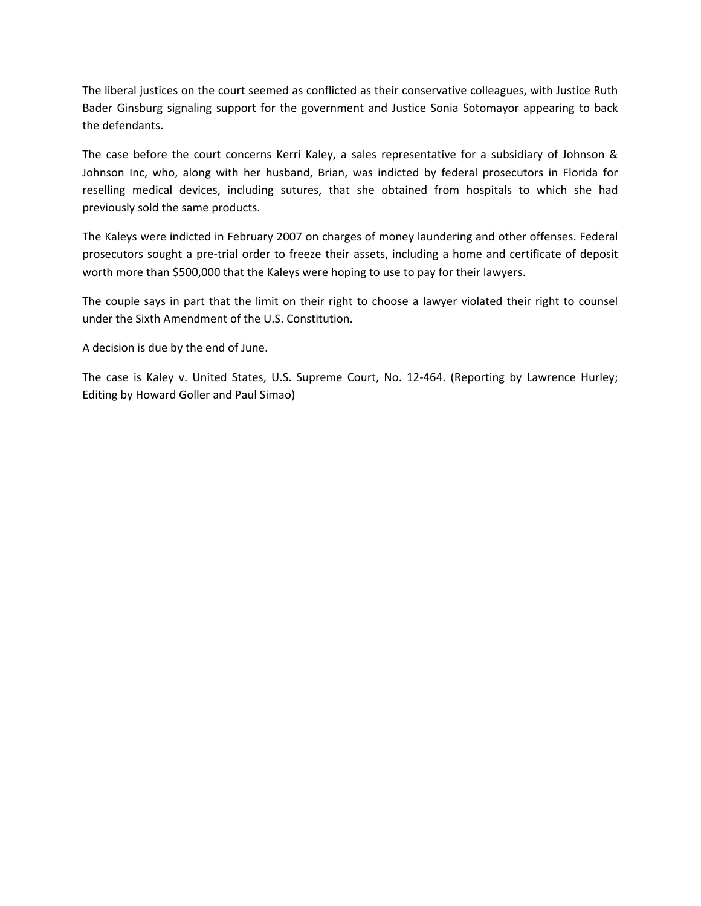The liberal justices on the court seemed as conflicted as their conservative colleagues, with Justice Ruth Bader Ginsburg signaling support for the government and Justice Sonia Sotomayor appearing to back the defendants.

The case before the court concerns Kerri Kaley, a sales representative for a subsidiary of Johnson & Johnson Inc, who, along with her husband, Brian, was indicted by federal prosecutors in Florida for reselling medical devices, including sutures, that she obtained from hospitals to which she had previously sold the same products.

The Kaleys were indicted in February 2007 on charges of money laundering and other offenses. Federal prosecutors sought a pre-trial order to freeze their assets, including a home and certificate of deposit worth more than $500,000 that the Kaleys were hoping to use to pay for their lawyers.

The couple says in part that the limit on their right to choose a lawyer violated their right to counsel under the Sixth Amendment of the U.S. Constitution.

A decision is due by the end of June.

The case is Kaley v. United States, U.S. Supreme Court, No. 12-464. (Reporting by Lawrence Hurley; Editing by Howard Goller and Paul Simao)